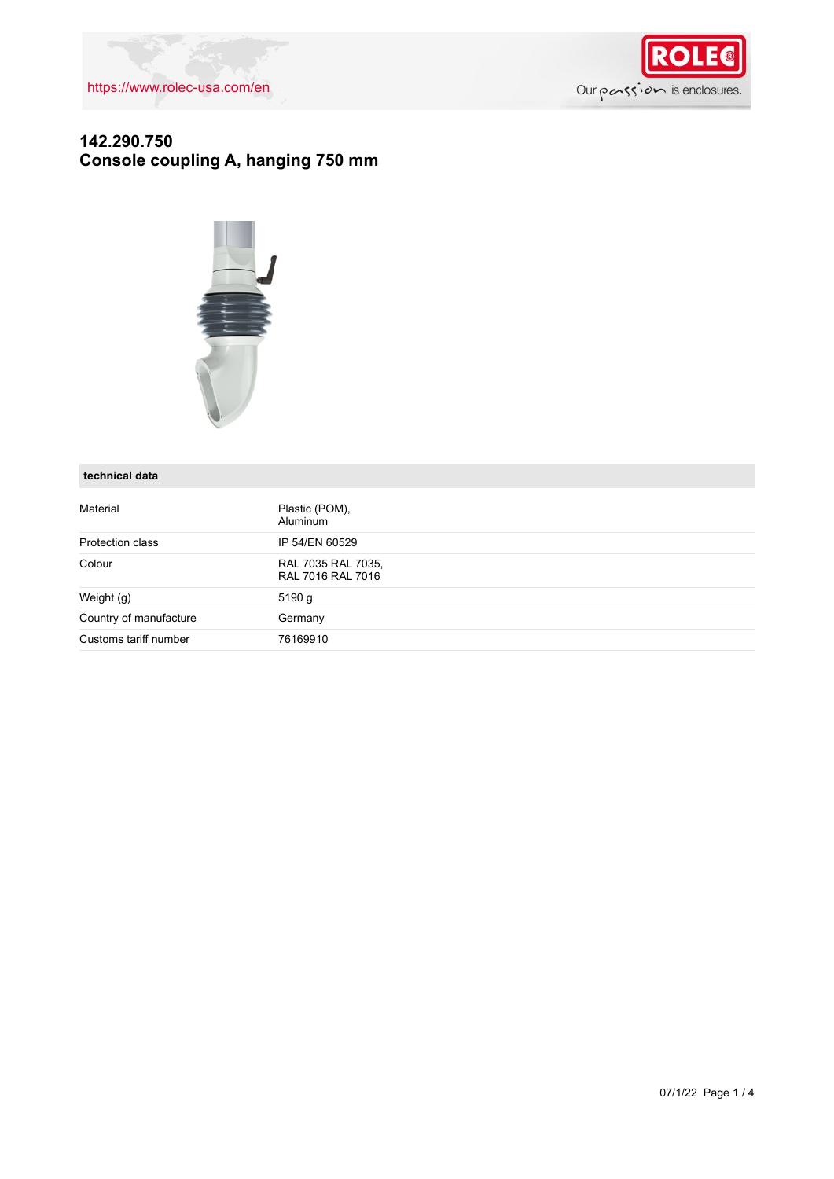https://www.rolec-usa.com/en

# 142.290.750
# Console coupling A, hanging 750 mm

| technical data | |
|---|---|
| Material | Plastic (POM), Aluminum |
| Protection class | IP 54/EN 60529 |
| Colour | RAL 7035 RAL 7035, RAL 7016 RAL 7016 |
| Weight (g) | 5190 g |
| Country of manufacture | Germany |
| Customs tariff number | 76169910 |

07/1/22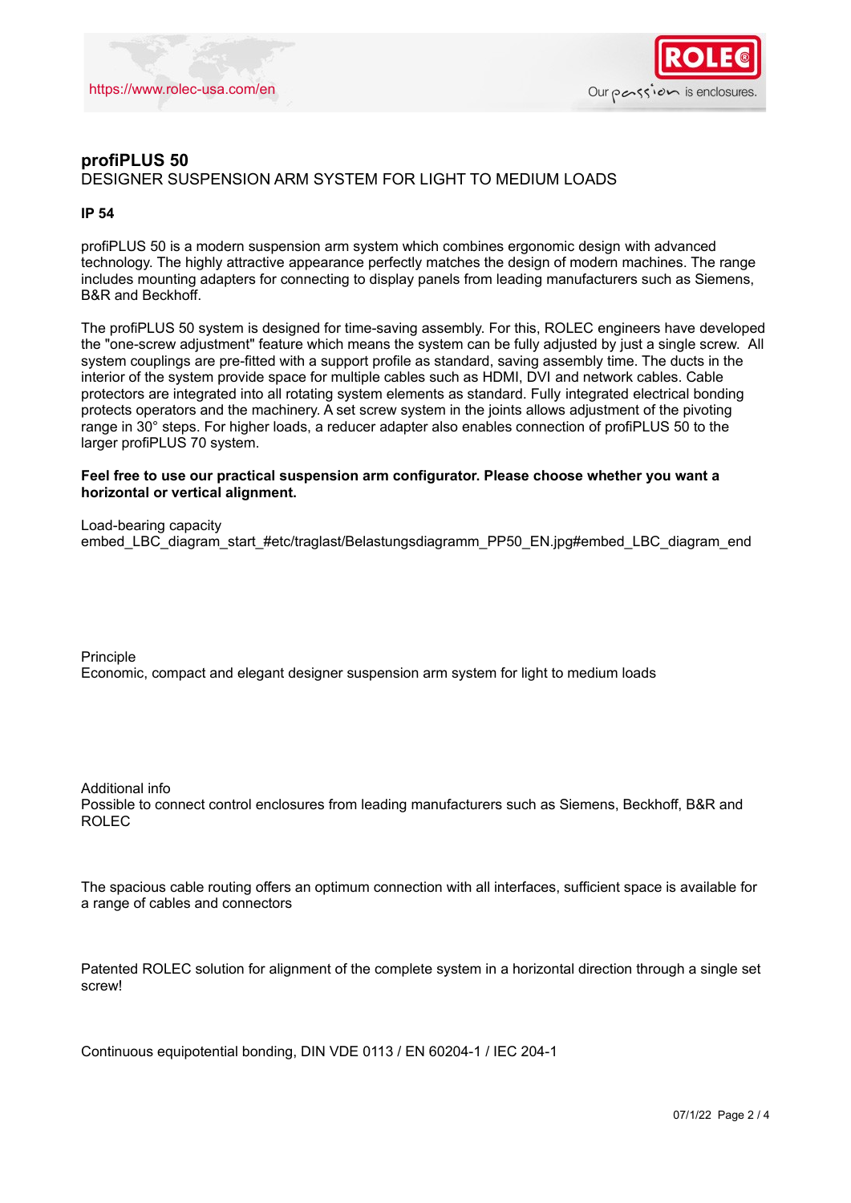# profiPLUS 50

DESIGNER SUSPENSION ARM SYSTEM FOR LIGHT TO MEDIUM LOADS

**IP 54**

profiPLUS 50 is a modern suspension arm system which combines ergonomic design with advanced technology. The highly attractive appearance perfectly matches the design of modern machines. The range includes mounting adapters for connecting to display panels from leading manufacturers such as Siemens, B&R and Beckhoff.

The profiPLUS 50 system is designed for time-saving assembly. For this, ROLEC engineers have developed the "one-screw adjustment" feature which means the system can be fully adjusted by just a single screw. All system couplings are pre-fitted with a support profile as standard, saving assembly time. The ducts in the interior of the system provide space for multiple cables such as HDMI, DVI and network cables. Cable protectors are integrated into all rotating system elements as standard. Fully integrated electrical bonding protects operators and the machinery. A set screw system in the joints allows adjustment of the pivoting range in 30° steps. For higher loads, a reducer adapter also enables connection of profiPLUS 50 to the larger profiPLUS 70 system.

**Feel free to use our practical suspension arm configurator. Please choose whether you want a horizontal or vertical alignment.**

Load-bearing capacity
embed_LBC_diagram_start_#etc/traglast/Belastungsdiagramm_PP50_EN.jpg#embed_LBC_diagram_end

Principle
Economic, compact and elegant designer suspension arm system for light to medium loads

Additional info
Possible to connect control enclosures from leading manufacturers such as Siemens, Beckhoff, B&R and ROLEC

The spacious cable routing offers an optimum connection with all interfaces, sufficient space is available for a range of cables and connectors

Patented ROLEC solution for alignment of the complete system in a horizontal direction through a single set screw!

Continuous equipotential bonding, DIN VDE 0113 / EN 60204-1 / IEC 204-1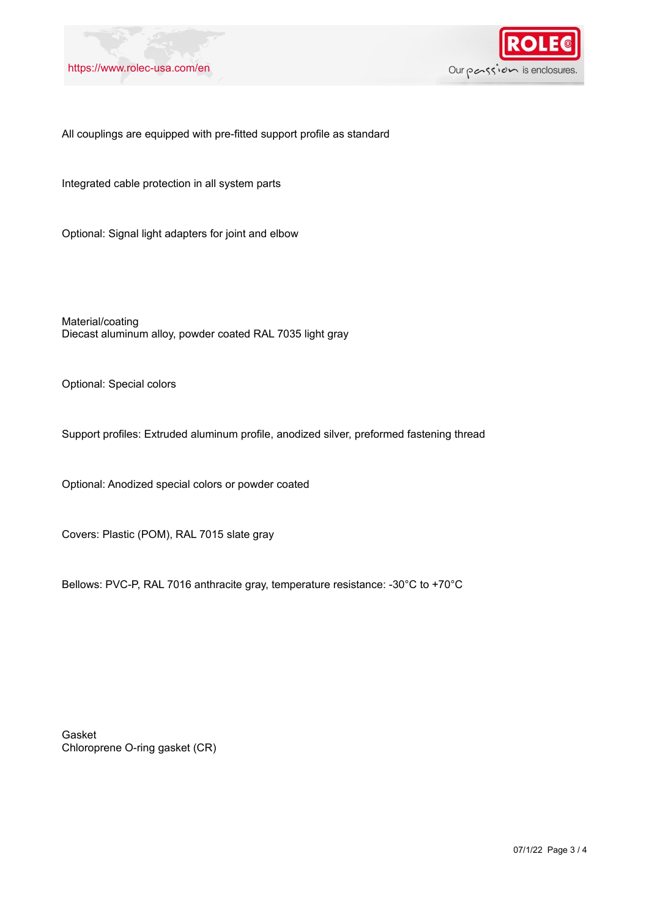All couplings are equipped with pre-fitted support profile as standard

Integrated cable protection in all system parts

Optional: Signal light adapters for joint and elbow

Material/coating
Diecast aluminum alloy, powder coated RAL 7035 light gray

Optional: Special colors

Support profiles: Extruded aluminum profile, anodized silver, preformed fastening thread

Optional: Anodized special colors or powder coated

Covers: Plastic (POM), RAL 7015 slate gray

Bellows: PVC-P, RAL 7016 anthracite gray, temperature resistance: -30°C to +70°C

Gasket
Chloroprene O-ring gasket (CR)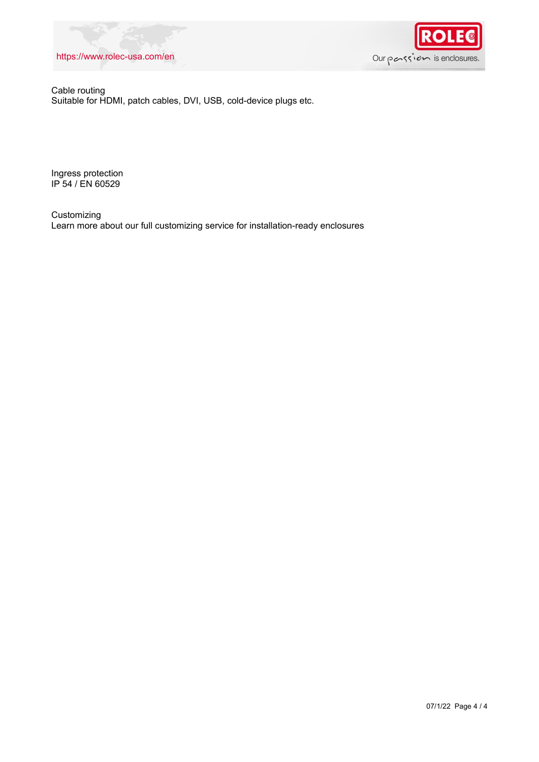Cable routing
Suitable for HDMI, patch cables, DVI, USB, cold-device plugs etc.

Ingress protection
IP 54 / EN 60529

Customizing
Learn more about our full customizing service for installation-ready enclosures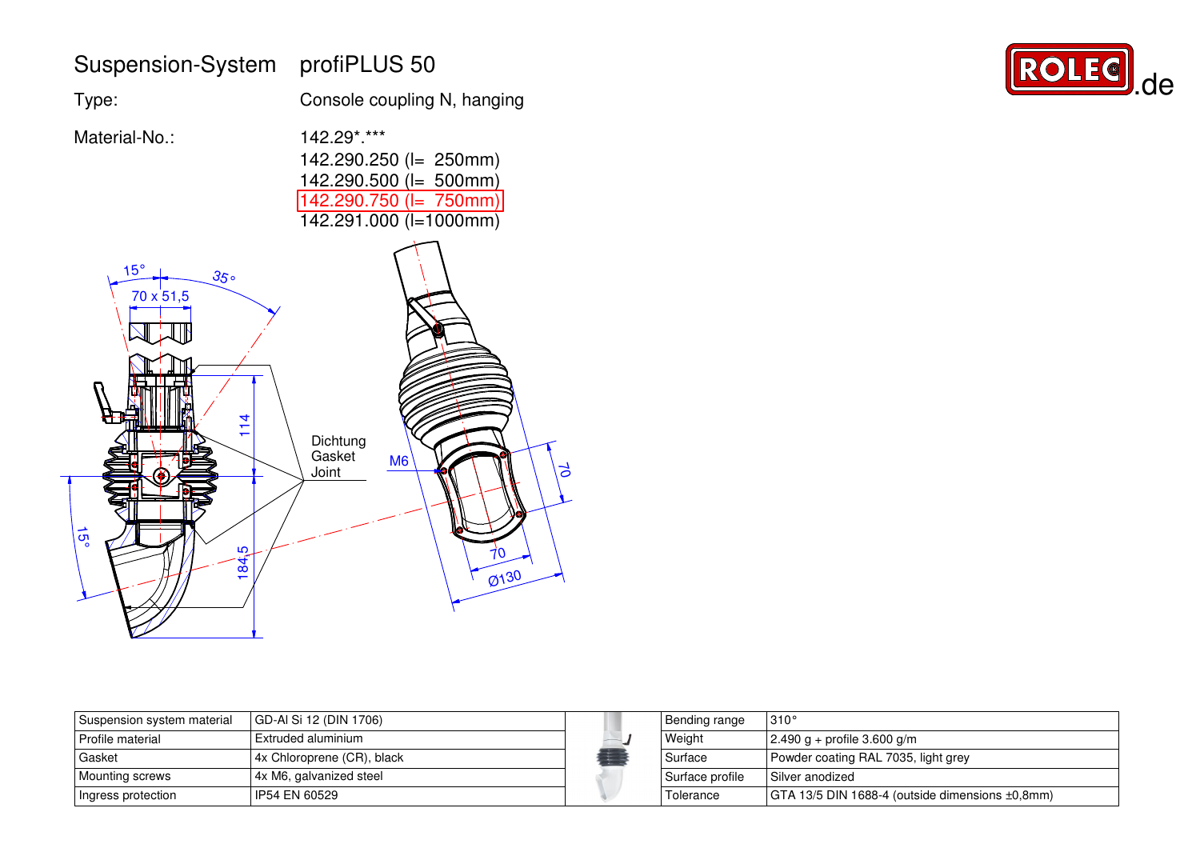Suspension-System profiPLUS 50

Type: Console coupling N, hanging

Material-No.: 142.29*.***

142.290.250 (l= 250mm)

142.290.500 (l= 500mm)

142.290.750 (l= 750mm)

142.291.000 (l=1000mm)

15°

35°

70 x 51,5

114

184,5

15°

Dichtung

Gasket

Joint

M6

70

70

Ø130

| | | | |
|---|---|---|---|
| Suspension system material | GD-Al Si 12 (DIN 1706) | Bending range | 310° |
| Profile material | Extruded aluminium | Weight | 2.490 g + profile 3.600 g/m |
| Gasket | 4x Chloroprene (CR), black | Surface | Powder coating RAL 7035, light grey |
| Mounting screws | 4x M6, galvanized steel | Surface profile | Silver anodized |
| Ingress protection | IP54 EN 60529 | Tolerance | GTA 13/5 DIN 1688-4 (outside dimensions ±0,8mm) |